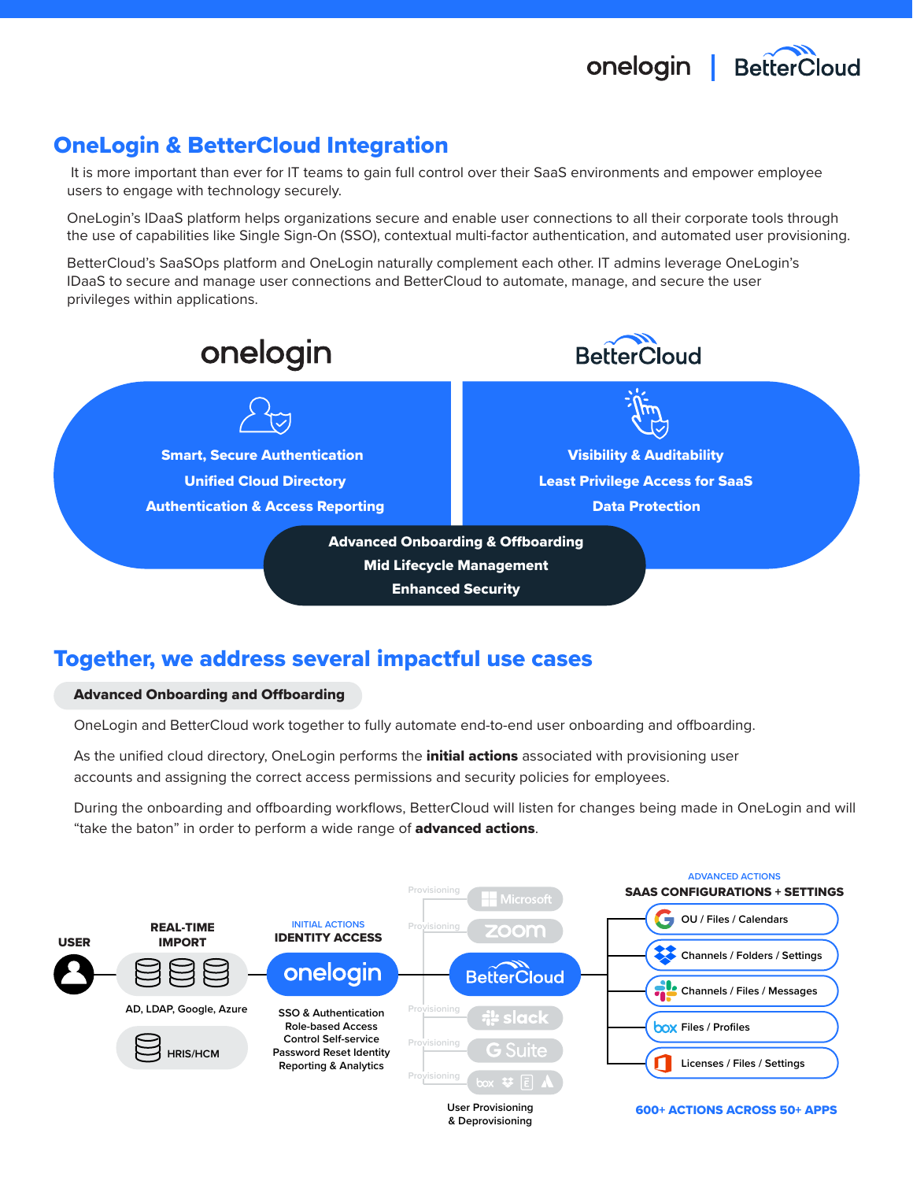onelogin | BetterCloud

# OneLogin & BetterCloud Integration

It is more important than ever for IT teams to gain full control over their SaaS environments and empower employee users to engage with technology securely.

OneLogin's IDaaS platform helps organizations secure and enable user connections to all their corporate tools through the use of capabilities like Single Sign-On (SSO), contextual multi-factor authentication, and automated user provisioning.

BetterCloud's SaaSOps platform and OneLogin naturally complement each other. IT admins leverage OneLogin's IDaaS to secure and manage user connections and BetterCloud to automate, manage, and secure the user privileges within applications.

**onelogin**

- **Smart, Secure Authentication**
- **Unified Cloud Directory**
- **Authentication & Access Reporting**

**BetterCloud**

- **Visibility & Auditability**
- **Least Privilege Access for SaaS**
- **Data Protection**

**Together:**

- **Advanced Onboarding & Offboarding**
- **Mid Lifecycle Management**
- **Enhanced Security**

## Together, we address several impactful use cases

### Advanced Onboarding and Offboarding

OneLogin and BetterCloud work together to fully automate end-to-end user onboarding and offboarding.

As the unified cloud directory, OneLogin performs the **initial actions** associated with provisioning user accounts and assigning the correct access permissions and security policies for employees.

During the onboarding and offboarding workflows, BetterCloud will listen for changes being made in OneLogin and will "take the baton" in order to perform a wide range of **advanced actions**.

**USER**

**REAL-TIME IMPORT**
AD, LDAP, Google, Azure
HRIS/HCM

INITIAL ACTIONS
**IDENTITY ACCESS**
onelogin
SSO & Authentication
Role-based Access
Control Self-service
Password Reset Identity
Reporting & Analytics

Provisioning: Microsoft, zoom, slack, G Suite, box, Dropbox, Evernote, Atlassian
BetterCloud
User Provisioning & Deprovisioning

ADVANCED ACTIONS
**SAAS CONFIGURATIONS + SETTINGS**
- Google: OU / Files / Calendars
- Dropbox: Channels / Folders / Settings
- Slack: Channels / Files / Messages
- box: Files / Profiles
- Office: Licenses / Files / Settings

**600+ ACTIONS ACROSS 50+ APPS**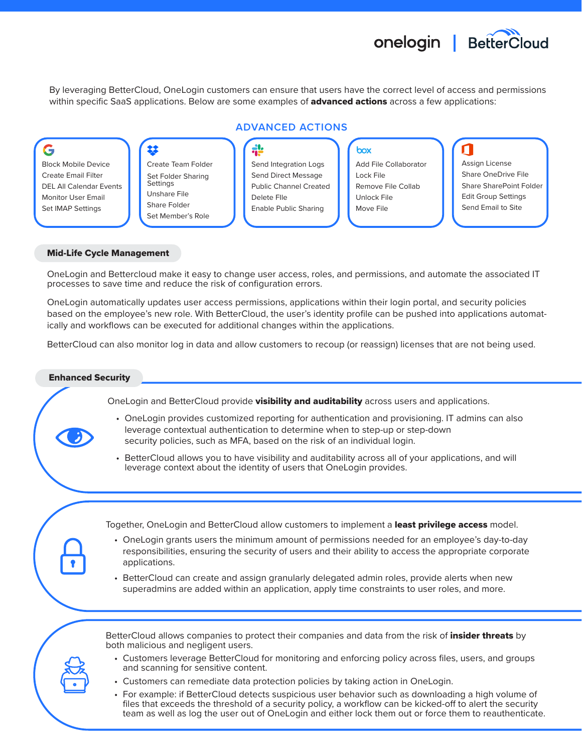By leveraging BetterCloud, OneLogin customers can ensure that users have the correct level of access and permissions within specific SaaS applications. Below are some examples of **advanced actions** across a few applications:

## ADVANCED ACTIONS

| Google | Dropbox | Slack | Box | Office |
|---|---|---|---|---|
| Block Mobile Device | Create Team Folder | Send Integration Logs | Add File Collaborator | Assign License |
| Create Email Filter | Set Folder Sharing Settings | Send Direct Message | Lock File | Share OneDrive File |
| DEL All Calendar Events | Unshare File | Public Channel Created | Remove File Collab | Share SharePoint Folder |
| Monitor User Email | Share Folder | Delete FIle | Unlock File | Edit Group Settings |
| Set IMAP Settings | Set Member's Role | Enable Public Sharing | Move File | Send Email to Site |

## Mid-Life Cycle Management

OneLogin and Bettercloud make it easy to change user access, roles, and permissions, and automate the associated IT processes to save time and reduce the risk of configuration errors.

OneLogin automatically updates user access permissions, applications within their login portal, and security policies based on the employee's new role. With BetterCloud, the user's identity profile can be pushed into applications automatically and workflows can be executed for additional changes within the applications.

BetterCloud can also monitor log in data and allow customers to recoup (or reassign) licenses that are not being used.

## Enhanced Security

OneLogin and BetterCloud provide **visibility and auditability** across users and applications.

- OneLogin provides customized reporting for authentication and provisioning. IT admins can also leverage contextual authentication to determine when to step-up or step-down security policies, such as MFA, based on the risk of an individual login.
- BetterCloud allows you to have visibility and auditability across all of your applications, and will leverage context about the identity of users that OneLogin provides.

Together, OneLogin and BetterCloud allow customers to implement a **least privilege access** model.

- OneLogin grants users the minimum amount of permissions needed for an employee's day-to-day responsibilities, ensuring the security of users and their ability to access the appropriate corporate applications.
- BetterCloud can create and assign granularly delegated admin roles, provide alerts when new superadmins are added within an application, apply time constraints to user roles, and more.

BetterCloud allows companies to protect their companies and data from the risk of **insider threats** by both malicious and negligent users.

- Customers leverage BetterCloud for monitoring and enforcing policy across files, users, and groups and scanning for sensitive content.
- Customers can remediate data protection policies by taking action in OneLogin.
- For example: if BetterCloud detects suspicious user behavior such as downloading a high volume of files that exceeds the threshold of a security policy, a workflow can be kicked-off to alert the security team as well as log the user out of OneLogin and either lock them out or force them to reauthenticate.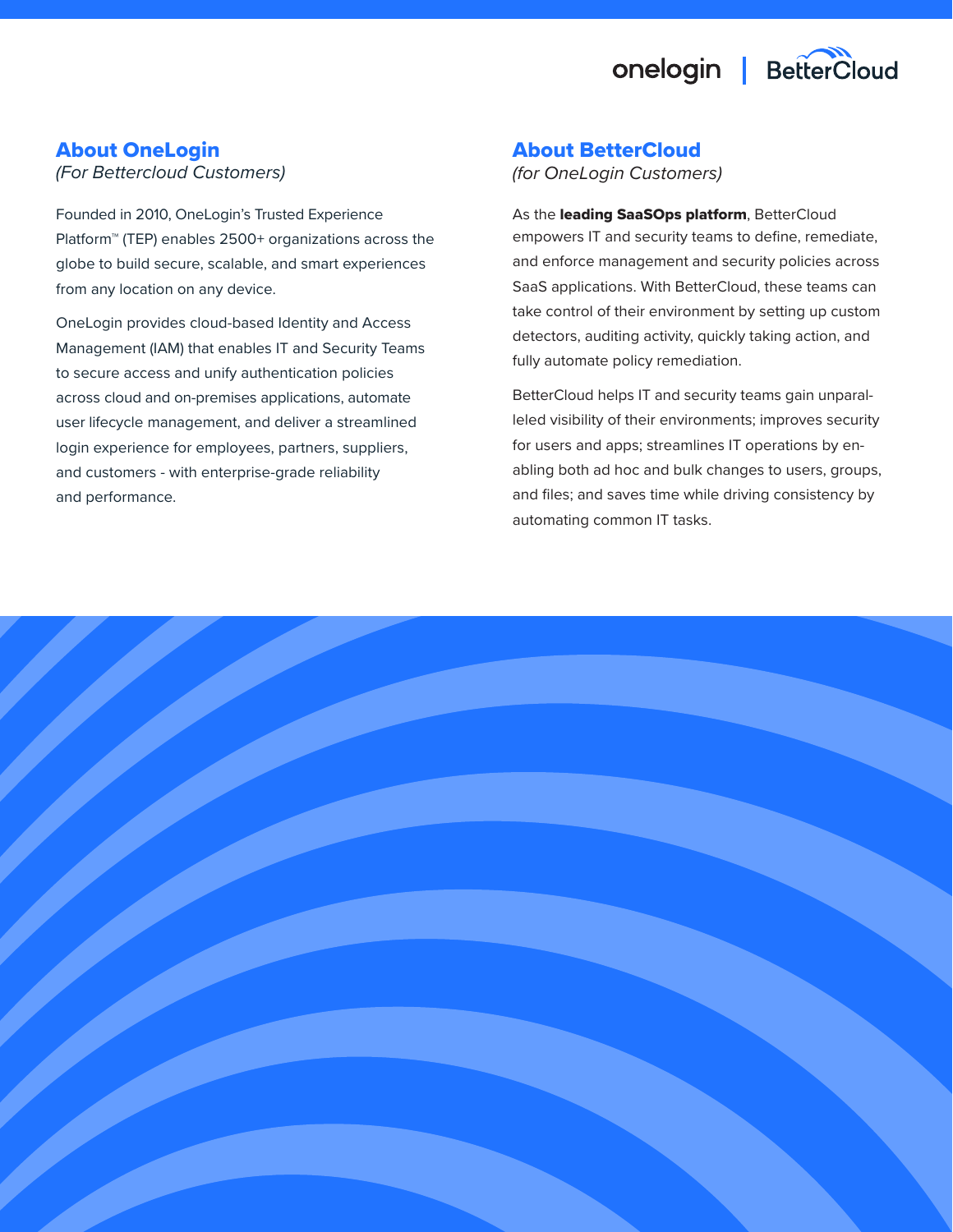## About OneLogin

*(For Bettercloud Customers)*

Founded in 2010, OneLogin's Trusted Experience Platform™ (TEP) enables 2500+ organizations across the globe to build secure, scalable, and smart experiences from any location on any device.

OneLogin provides cloud-based Identity and Access Management (IAM) that enables IT and Security Teams to secure access and unify authentication policies across cloud and on-premises applications, automate user lifecycle management, and deliver a streamlined login experience for employees, partners, suppliers, and customers - with enterprise-grade reliability and performance.

## About BetterCloud

*(for OneLogin Customers)*

As the **leading SaaSOps platform**, BetterCloud empowers IT and security teams to define, remediate, and enforce management and security policies across SaaS applications. With BetterCloud, these teams can take control of their environment by setting up custom detectors, auditing activity, quickly taking action, and fully automate policy remediation.

BetterCloud helps IT and security teams gain unparalleled visibility of their environments; improves security for users and apps; streamlines IT operations by enabling both ad hoc and bulk changes to users, groups, and files; and saves time while driving consistency by automating common IT tasks.